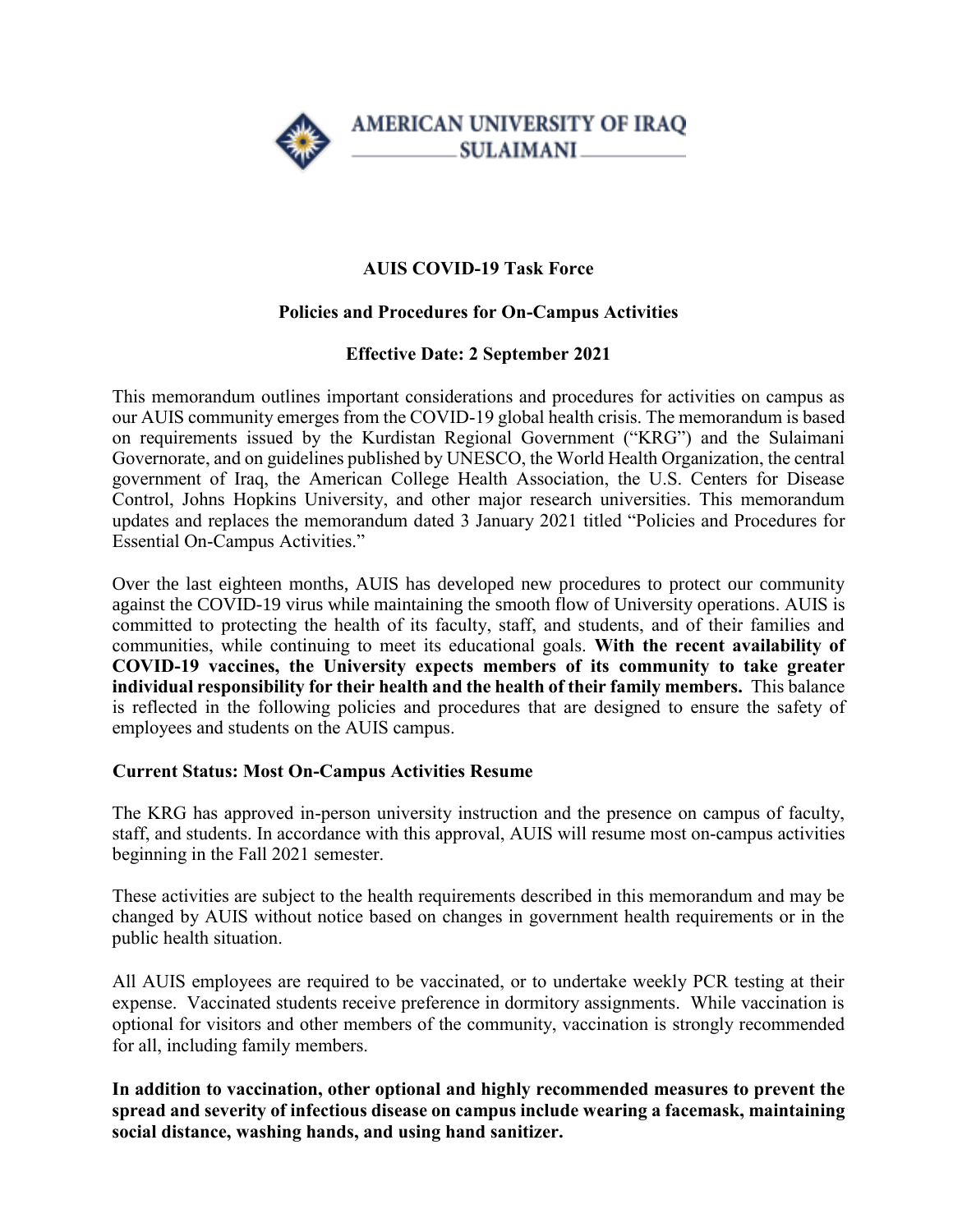AMERICAN UNIVERSITY OF IRAQ
SULAIMANI

# AUIS COVID-19 Task Force

## Policies and Procedures for On-Campus Activities

**Effective Date: 2 September 2021**

This memorandum outlines important considerations and procedures for activities on campus as our AUIS community emerges from the COVID-19 global health crisis. The memorandum is based on requirements issued by the Kurdistan Regional Government ("KRG") and the Sulaimani Governorate, and on guidelines published by UNESCO, the World Health Organization, the central government of Iraq, the American College Health Association, the U.S. Centers for Disease Control, Johns Hopkins University, and other major research universities. This memorandum updates and replaces the memorandum dated 3 January 2021 titled "Policies and Procedures for Essential On-Campus Activities."

Over the last eighteen months, AUIS has developed new procedures to protect our community against the COVID-19 virus while maintaining the smooth flow of University operations. AUIS is committed to protecting the health of its faculty, staff, and students, and of their families and communities, while continuing to meet its educational goals. **With the recent availability of COVID-19 vaccines, the University expects members of its community to take greater individual responsibility for their health and the health of their family members.** This balance is reflected in the following policies and procedures that are designed to ensure the safety of employees and students on the AUIS campus.

### Current Status: Most On-Campus Activities Resume

The KRG has approved in-person university instruction and the presence on campus of faculty, staff, and students. In accordance with this approval, AUIS will resume most on-campus activities beginning in the Fall 2021 semester.

These activities are subject to the health requirements described in this memorandum and may be changed by AUIS without notice based on changes in government health requirements or in the public health situation.

All AUIS employees are required to be vaccinated, or to undertake weekly PCR testing at their expense. Vaccinated students receive preference in dormitory assignments. While vaccination is optional for visitors and other members of the community, vaccination is strongly recommended for all, including family members.

**In addition to vaccination, other optional and highly recommended measures to prevent the spread and severity of infectious disease on campus include wearing a facemask, maintaining social distance, washing hands, and using hand sanitizer.**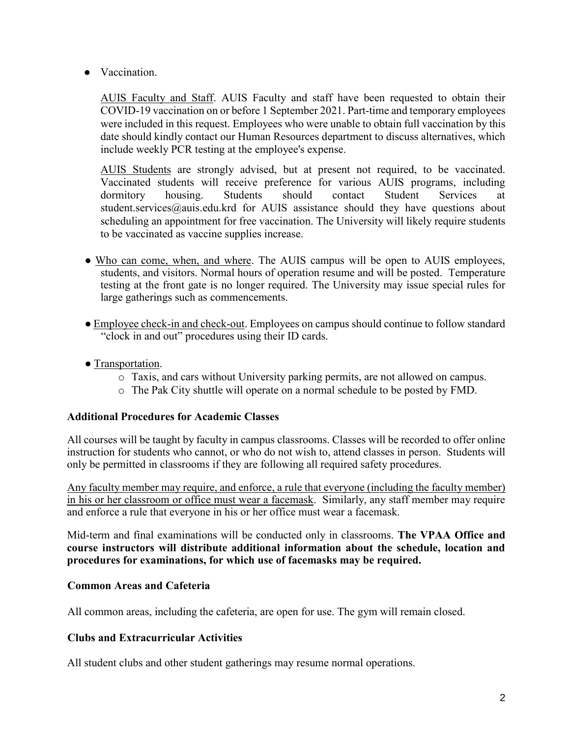- Vaccination.

  AUIS Faculty and Staff. AUIS Faculty and staff have been requested to obtain their COVID-19 vaccination on or before 1 September 2021. Part-time and temporary employees were included in this request. Employees who were unable to obtain full vaccination by this date should kindly contact our Human Resources department to discuss alternatives, which include weekly PCR testing at the employee's expense.

  AUIS Students are strongly advised, but at present not required, to be vaccinated. Vaccinated students will receive preference for various AUIS programs, including dormitory housing. Students should contact Student Services at student.services@auis.edu.krd for AUIS assistance should they have questions about scheduling an appointment for free vaccination. The University will likely require students to be vaccinated as vaccine supplies increase.

- Who can come, when, and where. The AUIS campus will be open to AUIS employees, students, and visitors. Normal hours of operation resume and will be posted. Temperature testing at the front gate is no longer required. The University may issue special rules for large gatherings such as commencements.

- Employee check-in and check-out. Employees on campus should continue to follow standard "clock in and out" procedures using their ID cards.

- Transportation.
  - Taxis, and cars without University parking permits, are not allowed on campus.
  - The Pak City shuttle will operate on a normal schedule to be posted by FMD.

**Additional Procedures for Academic Classes**

All courses will be taught by faculty in campus classrooms. Classes will be recorded to offer online instruction for students who cannot, or who do not wish to, attend classes in person. Students will only be permitted in classrooms if they are following all required safety procedures.

Any faculty member may require, and enforce, a rule that everyone (including the faculty member) in his or her classroom or office must wear a facemask. Similarly, any staff member may require and enforce a rule that everyone in his or her office must wear a facemask.

Mid-term and final examinations will be conducted only in classrooms. **The VPAA Office and course instructors will distribute additional information about the schedule, location and procedures for examinations, for which use of facemasks may be required.**

**Common Areas and Cafeteria**

All common areas, including the cafeteria, are open for use. The gym will remain closed.

**Clubs and Extracurricular Activities**

All student clubs and other student gatherings may resume normal operations.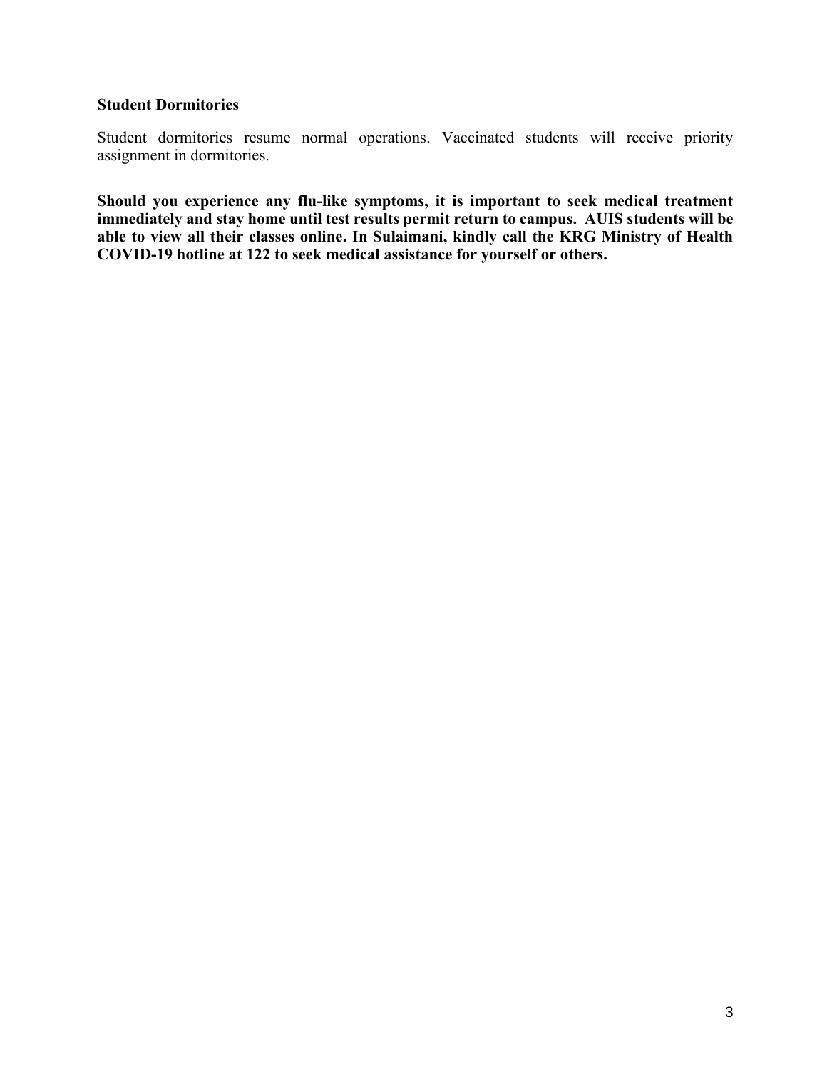**Student Dormitories**

Student dormitories resume normal operations. Vaccinated students will receive priority assignment in dormitories.

**Should you experience any flu-like symptoms, it is important to seek medical treatment immediately and stay home until test results permit return to campus. AUIS students will be able to view all their classes online. In Sulaimani, kindly call the KRG Ministry of Health COVID-19 hotline at 122 to seek medical assistance for yourself or others.**